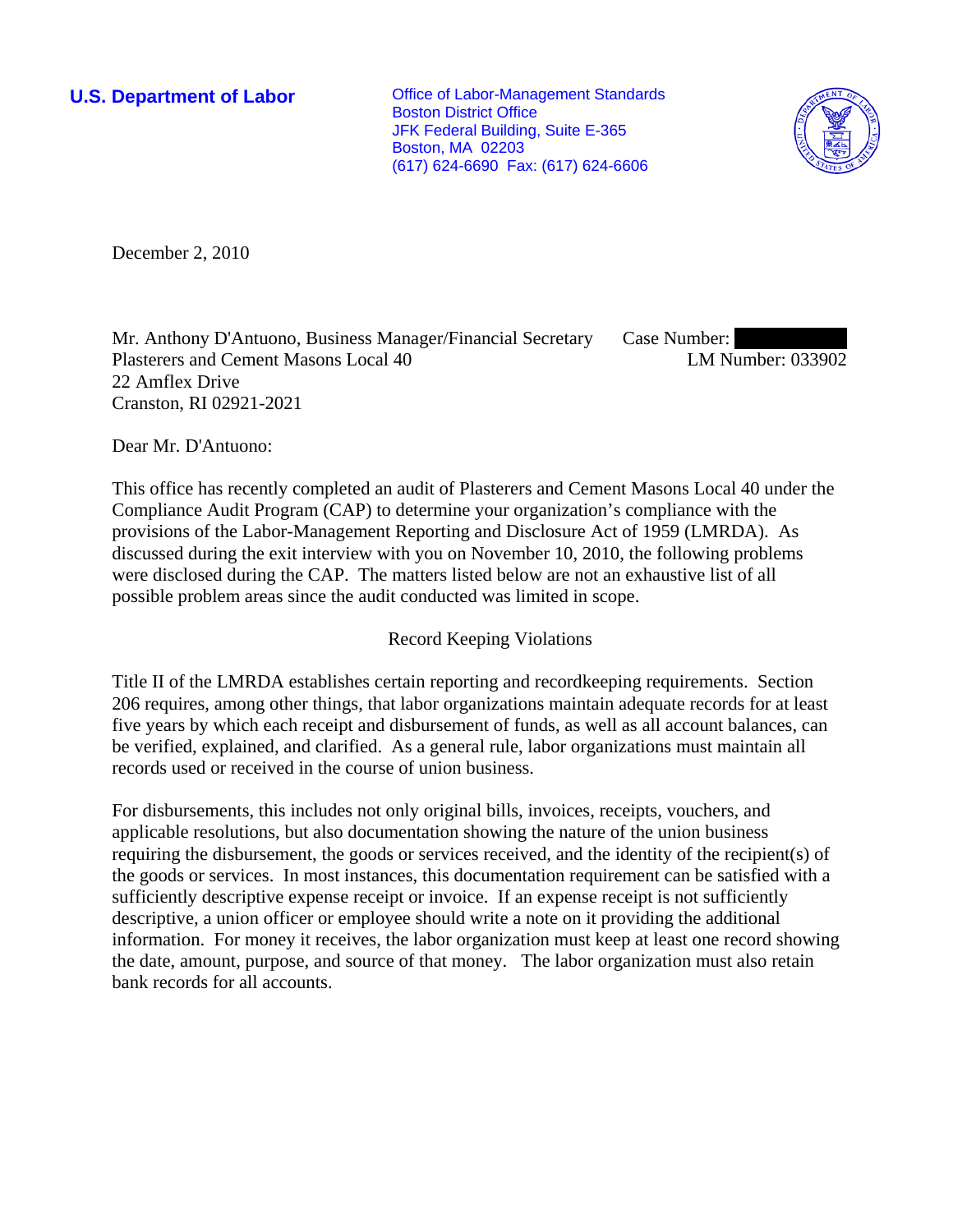**U.S. Department of Labor**

Office of Labor-Management Standards
Boston District Office
JFK Federal Building, Suite E-365
Boston, MA 02203
(617) 624-6690 Fax: (617) 624-6606

December 2, 2010

Mr. Anthony D'Antuono, Business Manager/Financial Secretary
Plasterers and Cement Masons Local 40
22 Amflex Drive
Cranston, RI 02921-2021

Case Number:
LM Number: 033902

Dear Mr. D'Antuono:

This office has recently completed an audit of Plasterers and Cement Masons Local 40 under the Compliance Audit Program (CAP) to determine your organization's compliance with the provisions of the Labor-Management Reporting and Disclosure Act of 1959 (LMRDA). As discussed during the exit interview with you on November 10, 2010, the following problems were disclosed during the CAP. The matters listed below are not an exhaustive list of all possible problem areas since the audit conducted was limited in scope.

## Record Keeping Violations

Title II of the LMRDA establishes certain reporting and recordkeeping requirements. Section 206 requires, among other things, that labor organizations maintain adequate records for at least five years by which each receipt and disbursement of funds, as well as all account balances, can be verified, explained, and clarified. As a general rule, labor organizations must maintain all records used or received in the course of union business.

For disbursements, this includes not only original bills, invoices, receipts, vouchers, and applicable resolutions, but also documentation showing the nature of the union business requiring the disbursement, the goods or services received, and the identity of the recipient(s) of the goods or services. In most instances, this documentation requirement can be satisfied with a sufficiently descriptive expense receipt or invoice. If an expense receipt is not sufficiently descriptive, a union officer or employee should write a note on it providing the additional information. For money it receives, the labor organization must keep at least one record showing the date, amount, purpose, and source of that money. The labor organization must also retain bank records for all accounts.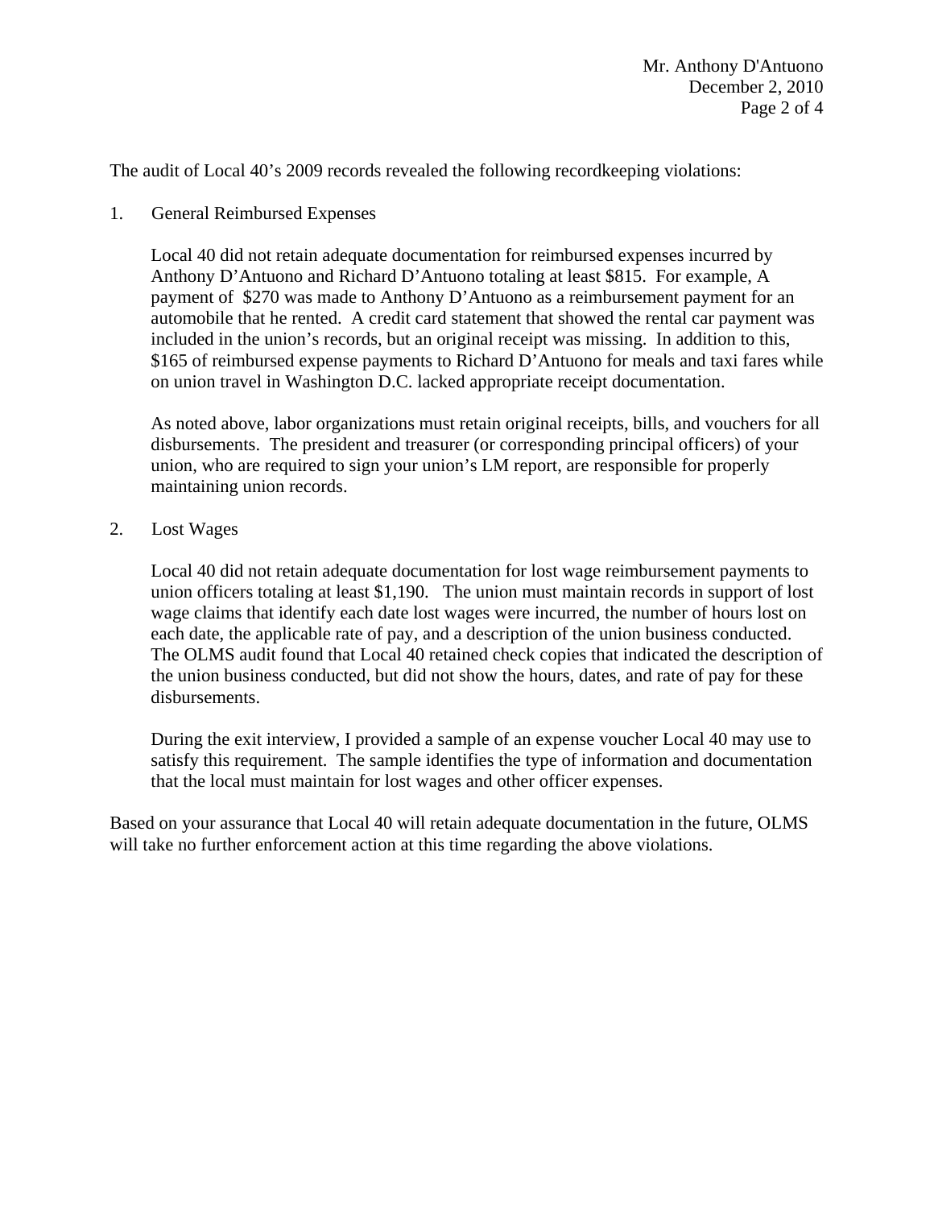The audit of Local 40's 2009 records revealed the following recordkeeping violations:

1. General Reimbursed Expenses

   Local 40 did not retain adequate documentation for reimbursed expenses incurred by Anthony D'Antuono and Richard D'Antuono totaling at least $815. For example, A payment of $270 was made to Anthony D'Antuono as a reimbursement payment for an automobile that he rented. A credit card statement that showed the rental car payment was included in the union's records, but an original receipt was missing. In addition to this, $165 of reimbursed expense payments to Richard D'Antuono for meals and taxi fares while on union travel in Washington D.C. lacked appropriate receipt documentation.

   As noted above, labor organizations must retain original receipts, bills, and vouchers for all disbursements. The president and treasurer (or corresponding principal officers) of your union, who are required to sign your union's LM report, are responsible for properly maintaining union records.

2. Lost Wages

   Local 40 did not retain adequate documentation for lost wage reimbursement payments to union officers totaling at least $1,190. The union must maintain records in support of lost wage claims that identify each date lost wages were incurred, the number of hours lost on each date, the applicable rate of pay, and a description of the union business conducted. The OLMS audit found that Local 40 retained check copies that indicated the description of the union business conducted, but did not show the hours, dates, and rate of pay for these disbursements.

   During the exit interview, I provided a sample of an expense voucher Local 40 may use to satisfy this requirement. The sample identifies the type of information and documentation that the local must maintain for lost wages and other officer expenses.

Based on your assurance that Local 40 will retain adequate documentation in the future, OLMS will take no further enforcement action at this time regarding the above violations.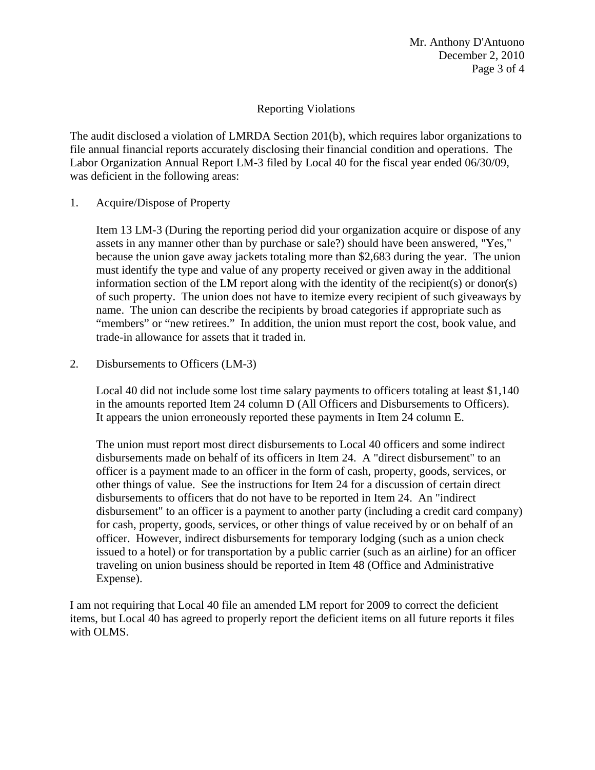## Reporting Violations

The audit disclosed a violation of LMRDA Section 201(b), which requires labor organizations to file annual financial reports accurately disclosing their financial condition and operations. The Labor Organization Annual Report LM-3 filed by Local 40 for the fiscal year ended 06/30/09, was deficient in the following areas:

1. Acquire/Dispose of Property

   Item 13 LM-3 (During the reporting period did your organization acquire or dispose of any assets in any manner other than by purchase or sale?) should have been answered, "Yes," because the union gave away jackets totaling more than $2,683 during the year. The union must identify the type and value of any property received or given away in the additional information section of the LM report along with the identity of the recipient(s) or donor(s) of such property. The union does not have to itemize every recipient of such giveaways by name. The union can describe the recipients by broad categories if appropriate such as "members" or "new retirees." In addition, the union must report the cost, book value, and trade-in allowance for assets that it traded in.

2. Disbursements to Officers (LM-3)

   Local 40 did not include some lost time salary payments to officers totaling at least $1,140 in the amounts reported Item 24 column D (All Officers and Disbursements to Officers). It appears the union erroneously reported these payments in Item 24 column E.

   The union must report most direct disbursements to Local 40 officers and some indirect disbursements made on behalf of its officers in Item 24. A "direct disbursement" to an officer is a payment made to an officer in the form of cash, property, goods, services, or other things of value. See the instructions for Item 24 for a discussion of certain direct disbursements to officers that do not have to be reported in Item 24. An "indirect disbursement" to an officer is a payment to another party (including a credit card company) for cash, property, goods, services, or other things of value received by or on behalf of an officer. However, indirect disbursements for temporary lodging (such as a union check issued to a hotel) or for transportation by a public carrier (such as an airline) for an officer traveling on union business should be reported in Item 48 (Office and Administrative Expense).

I am not requiring that Local 40 file an amended LM report for 2009 to correct the deficient items, but Local 40 has agreed to properly report the deficient items on all future reports it files with OLMS.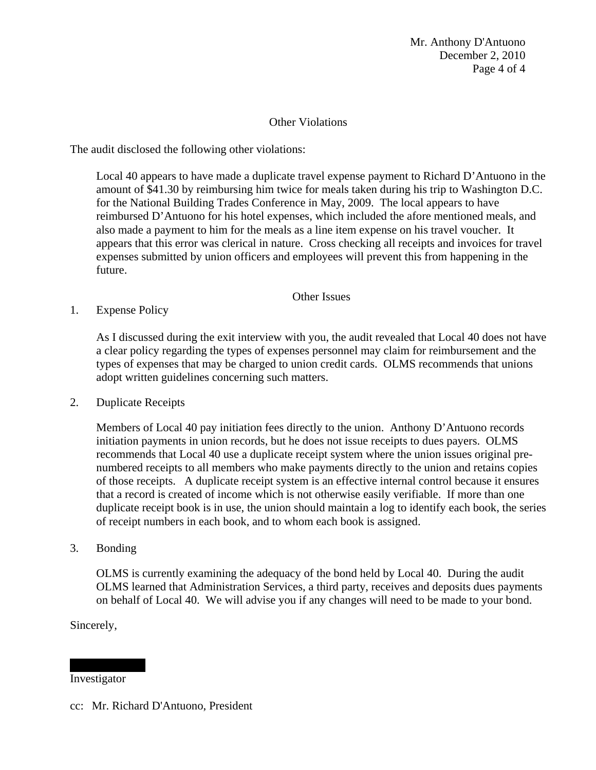## Other Violations

The audit disclosed the following other violations:

Local 40 appears to have made a duplicate travel expense payment to Richard D'Antuono in the amount of $41.30 by reimbursing him twice for meals taken during his trip to Washington D.C. for the National Building Trades Conference in May, 2009. The local appears to have reimbursed D'Antuono for his hotel expenses, which included the afore mentioned meals, and also made a payment to him for the meals as a line item expense on his travel voucher. It appears that this error was clerical in nature. Cross checking all receipts and invoices for travel expenses submitted by union officers and employees will prevent this from happening in the future.

## Other Issues

1. Expense Policy

   As I discussed during the exit interview with you, the audit revealed that Local 40 does not have a clear policy regarding the types of expenses personnel may claim for reimbursement and the types of expenses that may be charged to union credit cards. OLMS recommends that unions adopt written guidelines concerning such matters.

2. Duplicate Receipts

   Members of Local 40 pay initiation fees directly to the union. Anthony D'Antuono records initiation payments in union records, but he does not issue receipts to dues payers. OLMS recommends that Local 40 use a duplicate receipt system where the union issues original pre-numbered receipts to all members who make payments directly to the union and retains copies of those receipts. A duplicate receipt system is an effective internal control because it ensures that a record is created of income which is not otherwise easily verifiable. If more than one duplicate receipt book is in use, the union should maintain a log to identify each book, the series of receipt numbers in each book, and to whom each book is assigned.

3. Bonding

   OLMS is currently examining the adequacy of the bond held by Local 40. During the audit OLMS learned that Administration Services, a third party, receives and deposits dues payments on behalf of Local 40. We will advise you if any changes will need to be made to your bond.

Sincerely,

Investigator

cc: Mr. Richard D'Antuono, President